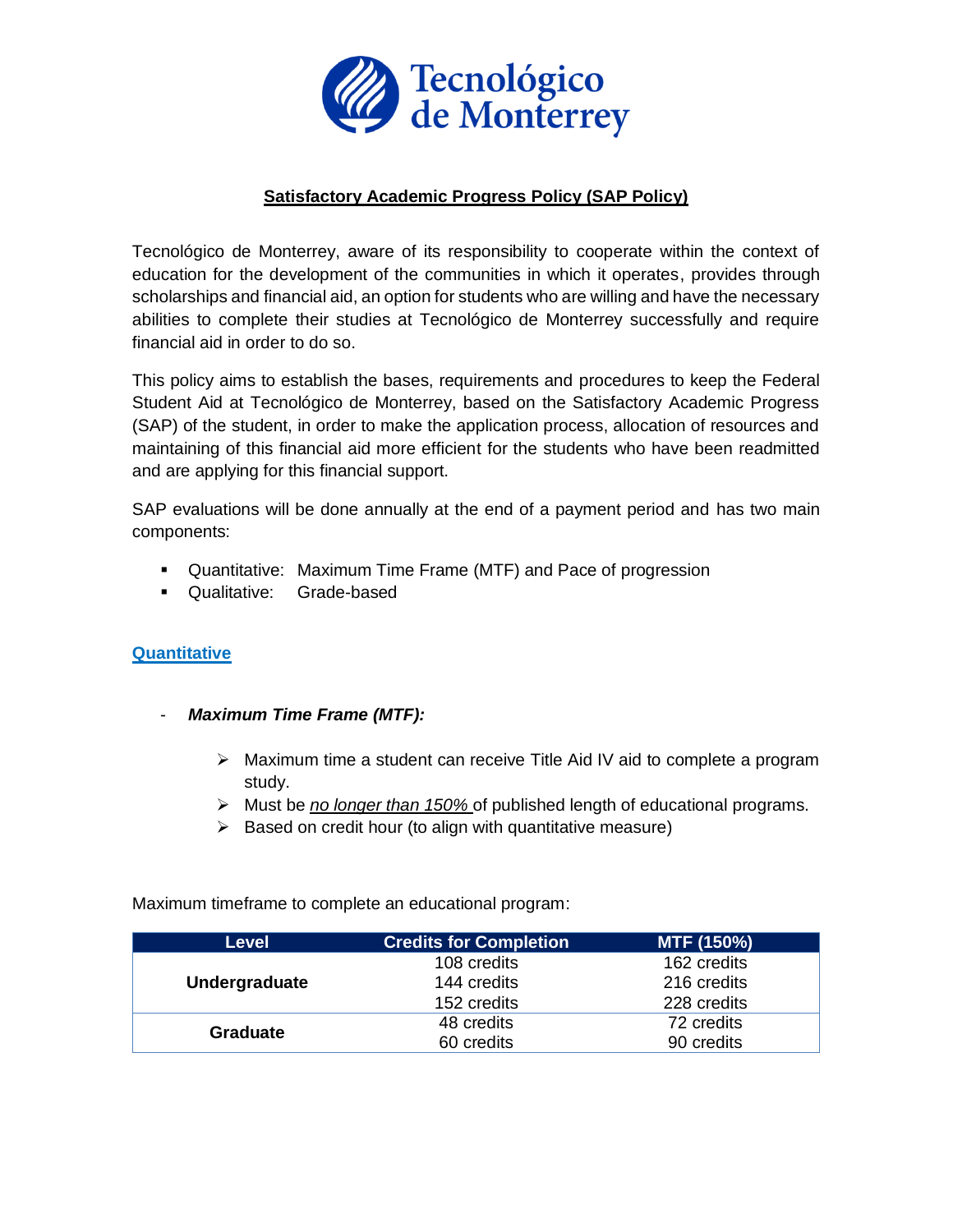Tecnológico de Monterrey

# Satisfactory Academic Progress Policy (SAP Policy)

Tecnológico de Monterrey, aware of its responsibility to cooperate within the context of education for the development of the communities in which it operates, provides through scholarships and financial aid, an option for students who are willing and have the necessary abilities to complete their studies at Tecnológico de Monterrey successfully and require financial aid in order to do so.

This policy aims to establish the bases, requirements and procedures to keep the Federal Student Aid at Tecnológico de Monterrey, based on the Satisfactory Academic Progress (SAP) of the student, in order to make the application process, allocation of resources and maintaining of this financial aid more efficient for the students who have been readmitted and are applying for this financial support.

SAP evaluations will be done annually at the end of a payment period and has two main components:

- Quantitative: Maximum Time Frame (MTF) and Pace of progression
- Qualitative: Grade-based

## Quantitative

- ***Maximum Time Frame (MTF):***
  - Maximum time a student can receive Title Aid IV aid to complete a program study.
  - Must be *no longer than 150%* of published length of educational programs.
  - Based on credit hour (to align with quantitative measure)

Maximum timeframe to complete an educational program:

| Level | Credits for Completion | MTF (150%) |
|---|---|---|
| **Undergraduate** | 108 credits | 162 credits |
| | 144 credits | 216 credits |
| | 152 credits | 228 credits |
| **Graduate** | 48 credits | 72 credits |
| | 60 credits | 90 credits |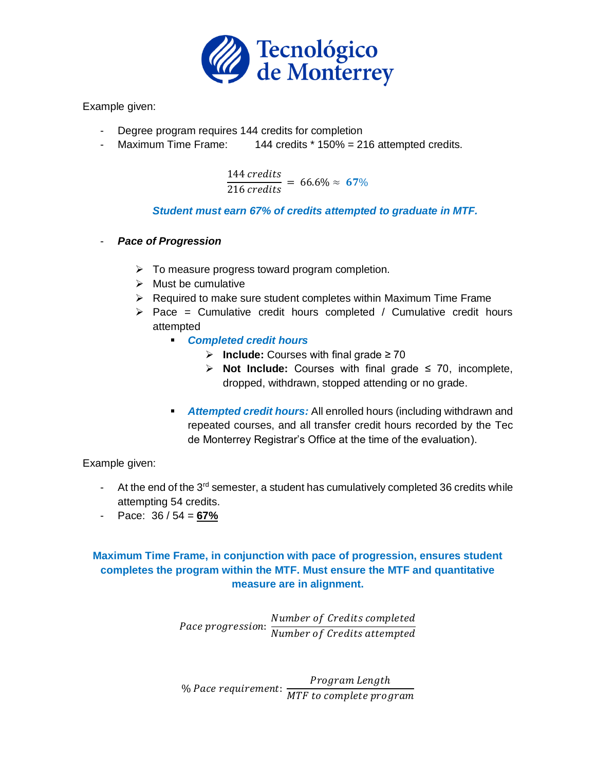Example given:

- Degree program requires 144 credits for completion
- Maximum Time Frame: 144 credits * 150% = 216 attempted credits.

$$\frac{144\ credits}{216\ credits} = 66.6\% \approx \mathbf{67\%}$$

***Student must earn 67% of credits attempted to graduate in MTF.***

- ***Pace of Progression***
    - To measure progress toward program completion.
    - Must be cumulative
    - Required to make sure student completes within Maximum Time Frame
    - Pace = Cumulative credit hours completed / Cumulative credit hours attempted
        - ***Completed credit hours***
            - **Include:** Courses with final grade ≥ 70
            - **Not Include:** Courses with final grade ≤ 70, incomplete, dropped, withdrawn, stopped attending or no grade.
        - ***Attempted credit hours:*** All enrolled hours (including withdrawn and repeated courses, and all transfer credit hours recorded by the Tec de Monterrey Registrar's Office at the time of the evaluation).

Example given:

- At the end of the 3rd semester, a student has cumulatively completed 36 credits while attempting 54 credits.
- Pace: 36 / 54 = **67%**

**Maximum Time Frame, in conjunction with pace of progression, ensures student completes the program within the MTF. Must ensure the MTF and quantitative measure are in alignment.**

$$Pace\ progression: \frac{Number\ of\ Credits\ completed}{Number\ of\ Credits\ attempted}$$

$$\%\ Pace\ requirement: \frac{Program\ Length}{MTF\ to\ complete\ program}$$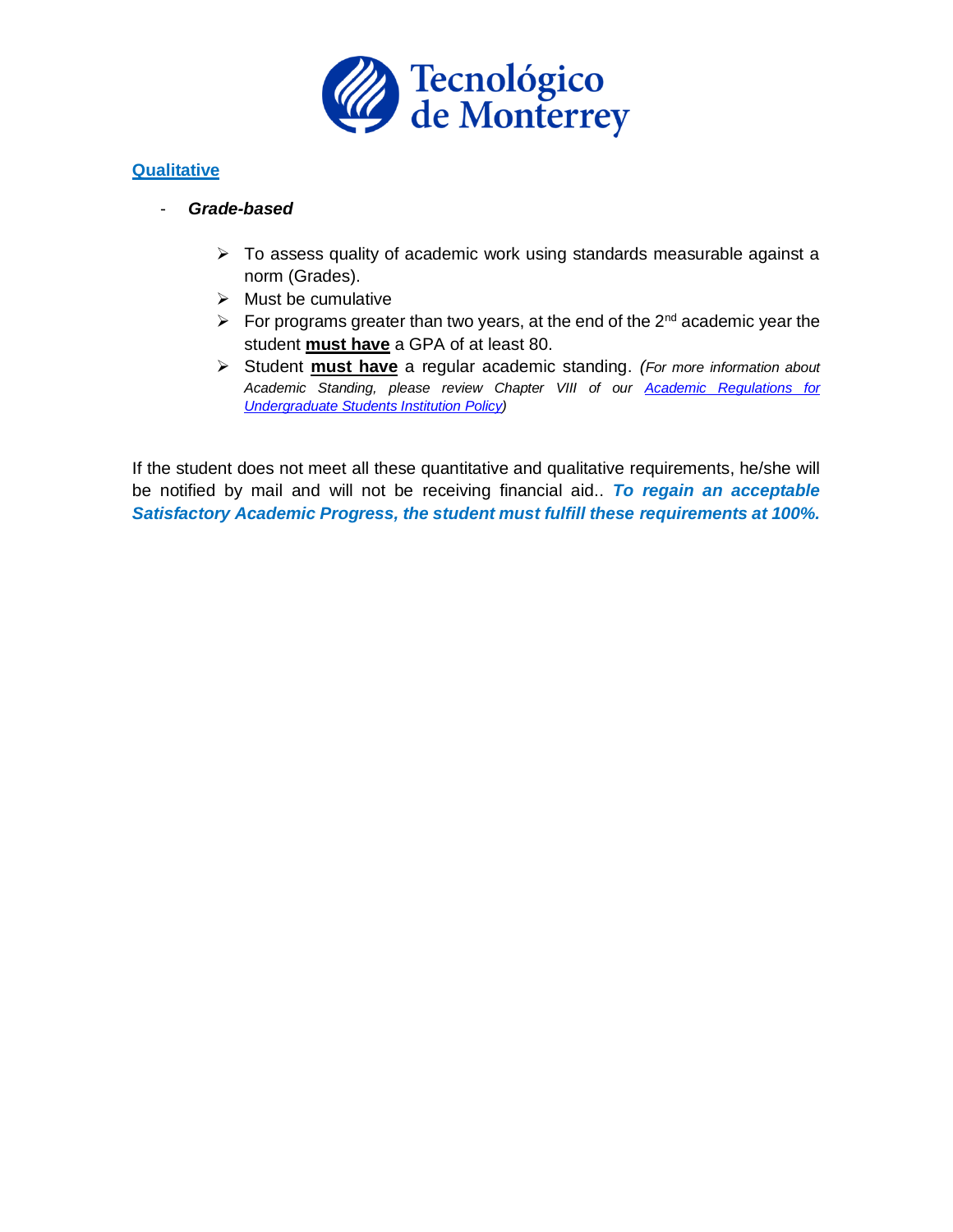## Qualitative

- ***Grade-based***

  - To assess quality of academic work using standards measurable against a norm (Grades).
  - Must be cumulative
  - For programs greater than two years, at the end of the 2nd academic year the student **must have** a GPA of at least 80.
  - Student **must have** a regular academic standing. *(For more information about Academic Standing, please review Chapter VIII of our Academic Regulations for Undergraduate Students Institution Policy)*

If the student does not meet all these quantitative and qualitative requirements, he/she will be notified by mail and will not be receiving financial aid.. ***To regain an acceptable Satisfactory Academic Progress, the student must fulfill these requirements at 100%.***